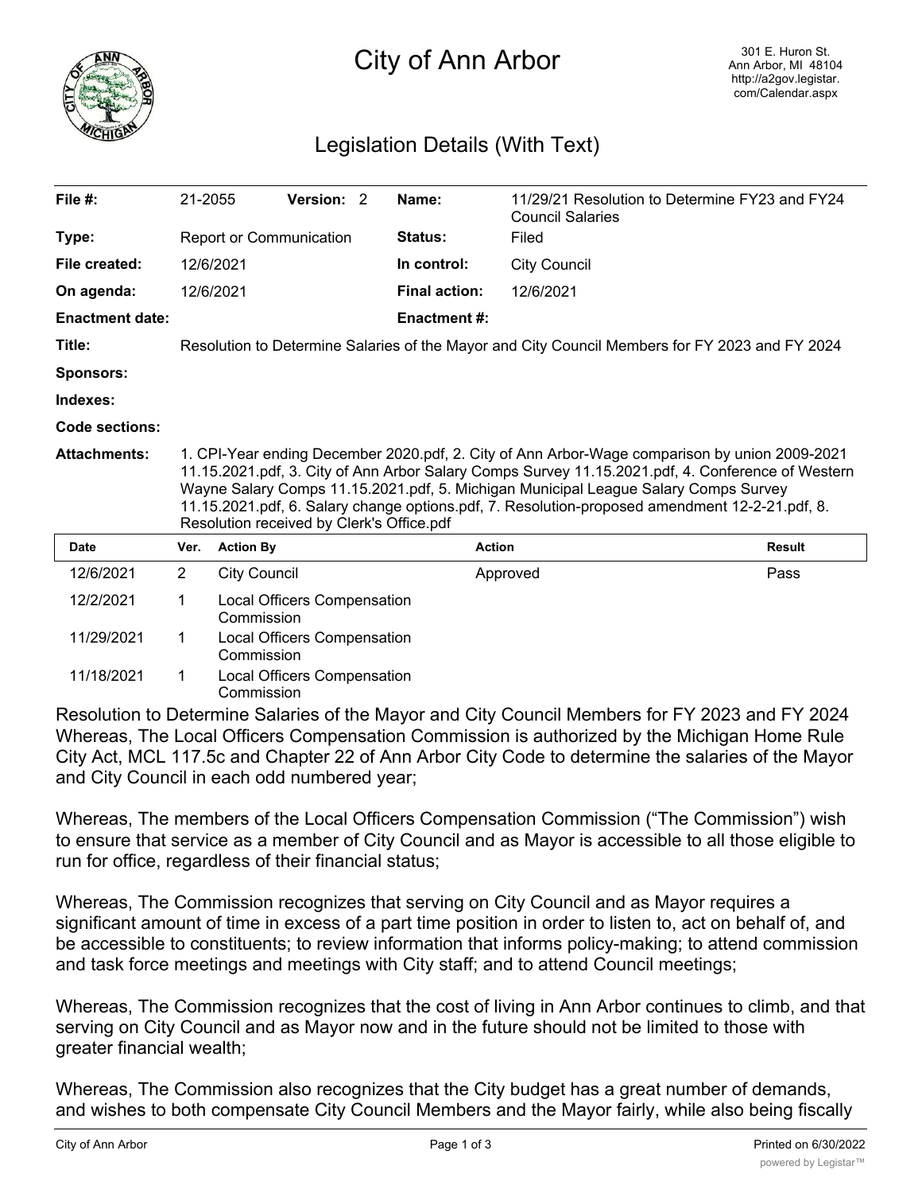# City of Ann Arbor

301 E. Huron St.
Ann Arbor, MI 48104
http://a2gov.legistar.com/Calendar.aspx

## Legislation Details (With Text)

| | | | |
|---|---|---|---|
| **File #:** | 21-2055 **Version:** 2 | **Name:** | 11/29/21 Resolution to Determine FY23 and FY24 Council Salaries |
| **Type:** | Report or Communication | **Status:** | Filed |
| **File created:** | 12/6/2021 | **In control:** | City Council |
| **On agenda:** | 12/6/2021 | **Final action:** | 12/6/2021 |
| **Enactment date:** | | **Enactment #:** | |

**Title:** Resolution to Determine Salaries of the Mayor and City Council Members for FY 2023 and FY 2024

**Sponsors:**

**Indexes:**

**Code sections:**

**Attachments:** 1. CPI-Year ending December 2020.pdf, 2. City of Ann Arbor-Wage comparison by union 2009-2021 11.15.2021.pdf, 3. City of Ann Arbor Salary Comps Survey 11.15.2021.pdf, 4. Conference of Western Wayne Salary Comps 11.15.2021.pdf, 5. Michigan Municipal League Salary Comps Survey 11.15.2021.pdf, 6. Salary change options.pdf, 7. Resolution-proposed amendment 12-2-21.pdf, 8. Resolution received by Clerk's Office.pdf

| Date | Ver. | Action By | Action | Result |
|---|---|---|---|---|
| 12/6/2021 | 2 | City Council | Approved | Pass |
| 12/2/2021 | 1 | Local Officers Compensation Commission | | |
| 11/29/2021 | 1 | Local Officers Compensation Commission | | |
| 11/18/2021 | 1 | Local Officers Compensation Commission | | |

Resolution to Determine Salaries of the Mayor and City Council Members for FY 2023 and FY 2024

Whereas, The Local Officers Compensation Commission is authorized by the Michigan Home Rule City Act, MCL 117.5c and Chapter 22 of Ann Arbor City Code to determine the salaries of the Mayor and City Council in each odd numbered year;

Whereas, The members of the Local Officers Compensation Commission ("The Commission") wish to ensure that service as a member of City Council and as Mayor is accessible to all those eligible to run for office, regardless of their financial status;

Whereas, The Commission recognizes that serving on City Council and as Mayor requires a significant amount of time in excess of a part time position in order to listen to, act on behalf of, and be accessible to constituents; to review information that informs policy-making; to attend commission and task force meetings and meetings with City staff; and to attend Council meetings;

Whereas, The Commission recognizes that the cost of living in Ann Arbor continues to climb, and that serving on City Council and as Mayor now and in the future should not be limited to those with greater financial wealth;

Whereas, The Commission also recognizes that the City budget has a great number of demands, and wishes to both compensate City Council Members and the Mayor fairly, while also being fiscally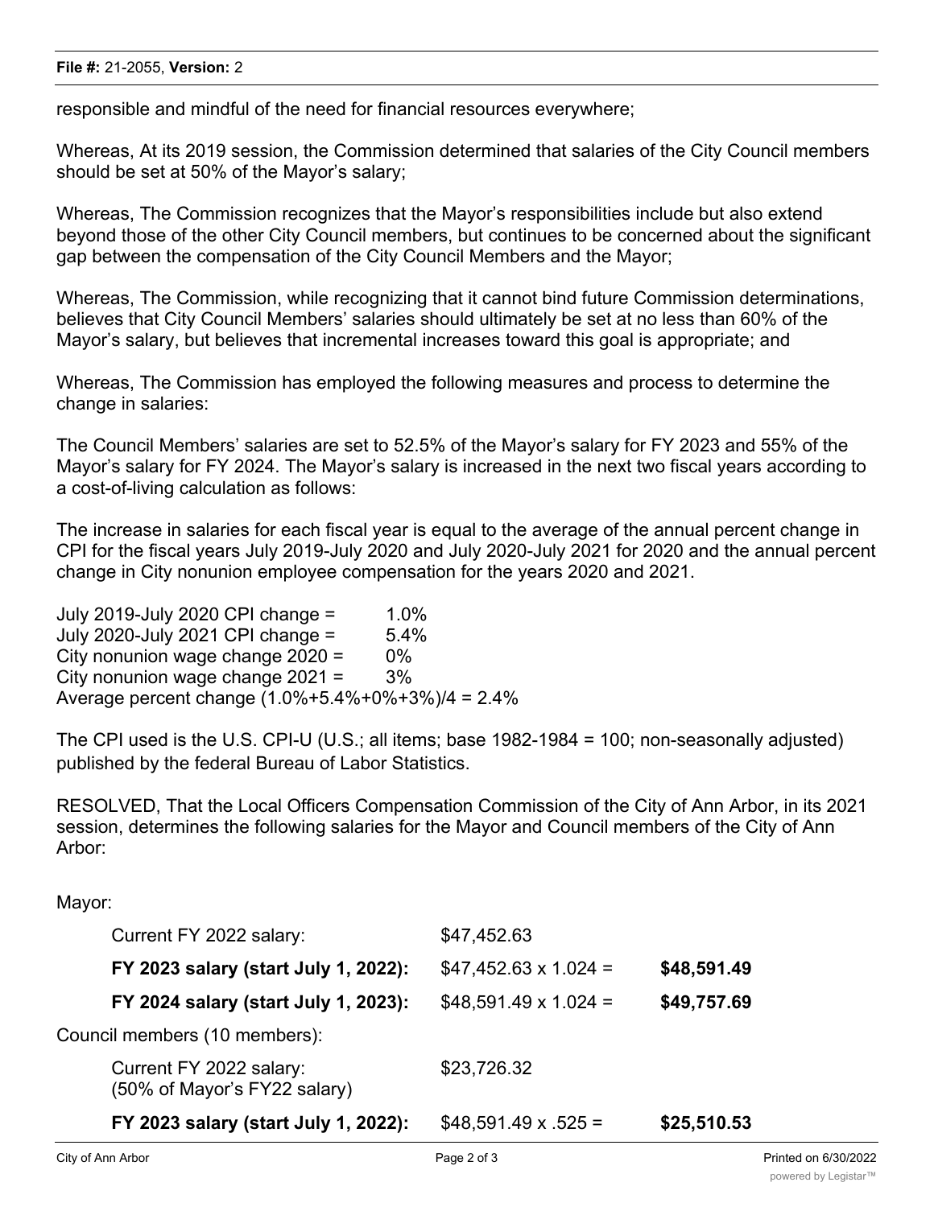responsible and mindful of the need for financial resources everywhere;

Whereas, At its 2019 session, the Commission determined that salaries of the City Council members should be set at 50% of the Mayor's salary;

Whereas, The Commission recognizes that the Mayor's responsibilities include but also extend beyond those of the other City Council members, but continues to be concerned about the significant gap between the compensation of the City Council Members and the Mayor;

Whereas, The Commission, while recognizing that it cannot bind future Commission determinations, believes that City Council Members' salaries should ultimately be set at no less than 60% of the Mayor's salary, but believes that incremental increases toward this goal is appropriate; and

Whereas, The Commission has employed the following measures and process to determine the change in salaries:

The Council Members' salaries are set to 52.5% of the Mayor's salary for FY 2023 and 55% of the Mayor's salary for FY 2024. The Mayor's salary is increased in the next two fiscal years according to a cost-of-living calculation as follows:

The increase in salaries for each fiscal year is equal to the average of the annual percent change in CPI for the fiscal years July 2019-July 2020 and July 2020-July 2021 for 2020 and the annual percent change in City nonunion employee compensation for the years 2020 and 2021.

July 2019-July 2020 CPI change = 1.0%
July 2020-July 2021 CPI change = 5.4%
City nonunion wage change 2020 = 0%
City nonunion wage change 2021 = 3%
Average percent change (1.0%+5.4%+0%+3%)/4 = 2.4%

The CPI used is the U.S. CPI-U (U.S.; all items; base 1982-1984 = 100; non-seasonally adjusted) published by the federal Bureau of Labor Statistics.

RESOLVED, That the Local Officers Compensation Commission of the City of Ann Arbor, in its 2021 session, determines the following salaries for the Mayor and Council members of the City of Ann Arbor:

Mayor:

| | | |
|---|---|---|
| Current FY 2022 salary: | $47,452.63 | |
| **FY 2023 salary (start July 1, 2022):** | $47,452.63 x 1.024 = | **$48,591.49** |
| **FY 2024 salary (start July 1, 2023):** | $48,591.49 x 1.024 = | **$49,757.69** |

Council members (10 members):

| | | |
|---|---|---|
| Current FY 2022 salary: (50% of Mayor's FY22 salary) | $23,726.32 | |
| **FY 2023 salary (start July 1, 2022):** | $48,591.49 x .525 = | **$25,510.53** |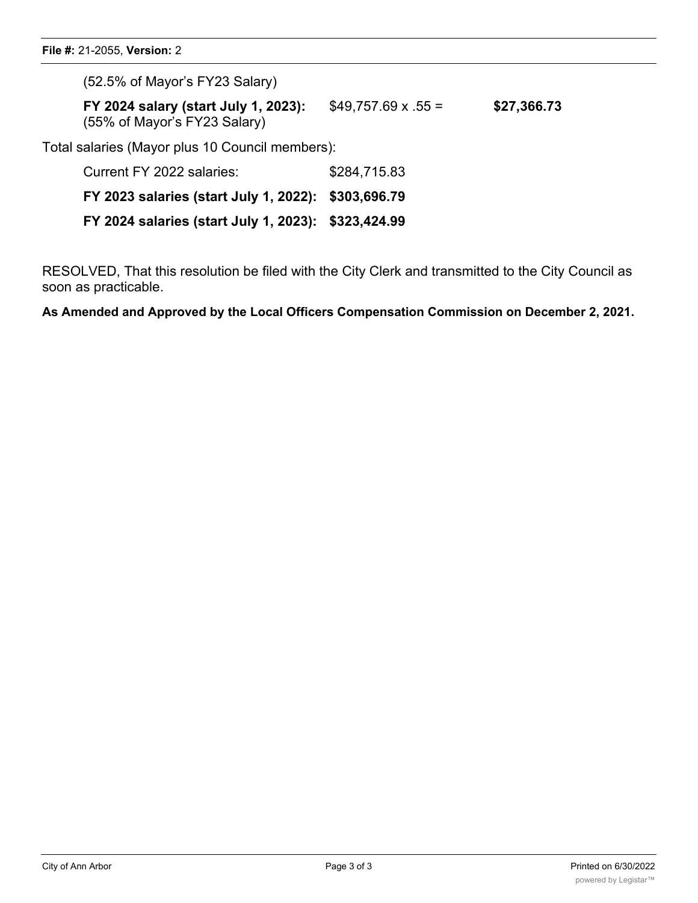(52.5% of Mayor's FY23 Salary)

| | | |
|---|---|---|
| **FY 2024 salary (start July 1, 2023):** (55% of Mayor's FY23 Salary) | $49,757.69 x .55 = | **$27,366.73** |

Total salaries (Mayor plus 10 Council members):

| | |
|---|---|
| Current FY 2022 salaries: | $284,715.83 |
| **FY 2023 salaries (start July 1, 2022):** | **$303,696.79** |
| **FY 2024 salaries (start July 1, 2023):** | **$323,424.99** |

RESOLVED, That this resolution be filed with the City Clerk and transmitted to the City Council as soon as practicable.

**As Amended and Approved by the Local Officers Compensation Commission on December 2, 2021.**